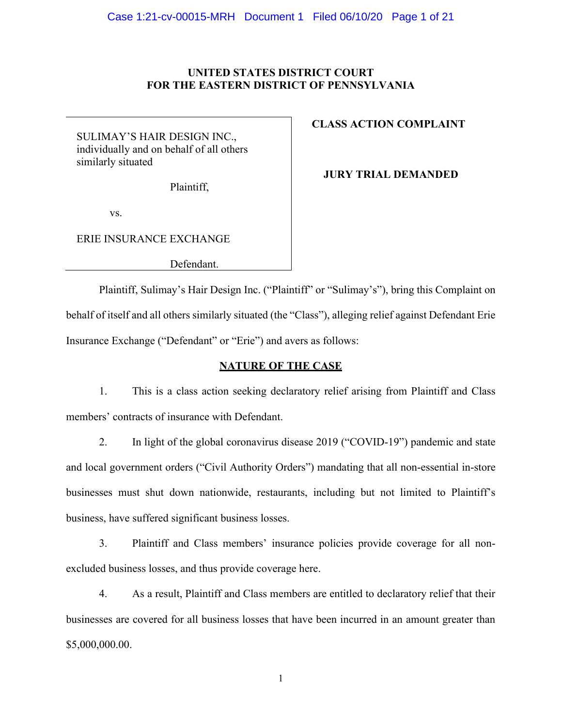**UNITED STATES DISTRICT COURT**
**FOR THE EASTERN DISTRICT OF PENNSYLVANIA**

| | |
|---|---|
| SULIMAY'S HAIR DESIGN INC., individually and on behalf of all others similarly situated<br><br>Plaintiff,<br><br>vs.<br><br>ERIE INSURANCE EXCHANGE<br><br>Defendant. | **CLASS ACTION COMPLAINT**<br><br>**JURY TRIAL DEMANDED** |

Plaintiff, Sulimay's Hair Design Inc. ("Plaintiff" or "Sulimay's"), bring this Complaint on behalf of itself and all others similarly situated (the "Class"), alleging relief against Defendant Erie Insurance Exchange ("Defendant" or "Erie") and avers as follows:

## NATURE OF THE CASE

1. This is a class action seeking declaratory relief arising from Plaintiff and Class members' contracts of insurance with Defendant.

2. In light of the global coronavirus disease 2019 ("COVID-19") pandemic and state and local government orders ("Civil Authority Orders") mandating that all non-essential in-store businesses must shut down nationwide, restaurants, including but not limited to Plaintiff's business, have suffered significant business losses.

3. Plaintiff and Class members' insurance policies provide coverage for all non-excluded business losses, and thus provide coverage here.

4. As a result, Plaintiff and Class members are entitled to declaratory relief that their businesses are covered for all business losses that have been incurred in an amount greater than $5,000,000.00.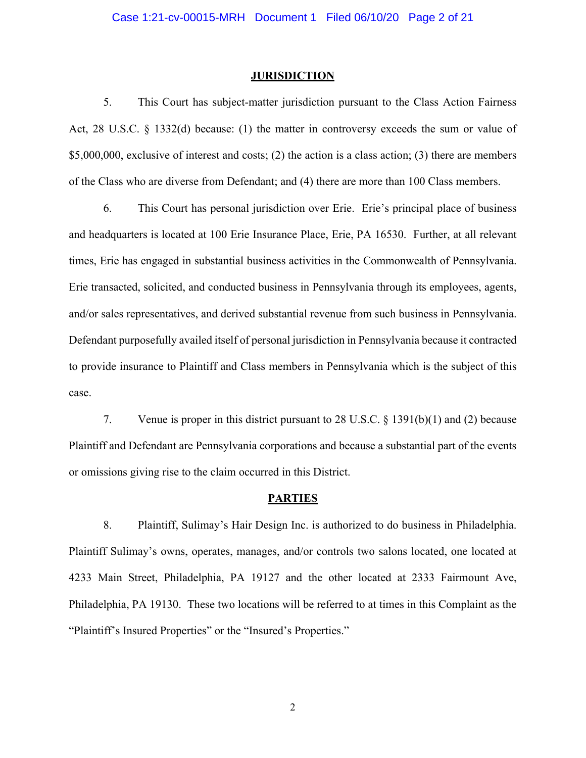## JURISDICTION

5. This Court has subject-matter jurisdiction pursuant to the Class Action Fairness Act, 28 U.S.C. § 1332(d) because: (1) the matter in controversy exceeds the sum or value of $5,000,000, exclusive of interest and costs; (2) the action is a class action; (3) there are members of the Class who are diverse from Defendant; and (4) there are more than 100 Class members.

6. This Court has personal jurisdiction over Erie. Erie's principal place of business and headquarters is located at 100 Erie Insurance Place, Erie, PA 16530. Further, at all relevant times, Erie has engaged in substantial business activities in the Commonwealth of Pennsylvania. Erie transacted, solicited, and conducted business in Pennsylvania through its employees, agents, and/or sales representatives, and derived substantial revenue from such business in Pennsylvania. Defendant purposefully availed itself of personal jurisdiction in Pennsylvania because it contracted to provide insurance to Plaintiff and Class members in Pennsylvania which is the subject of this case.

7. Venue is proper in this district pursuant to 28 U.S.C. § 1391(b)(1) and (2) because Plaintiff and Defendant are Pennsylvania corporations and because a substantial part of the events or omissions giving rise to the claim occurred in this District.

## PARTIES

8. Plaintiff, Sulimay's Hair Design Inc. is authorized to do business in Philadelphia. Plaintiff Sulimay's owns, operates, manages, and/or controls two salons located, one located at 4233 Main Street, Philadelphia, PA 19127 and the other located at 2333 Fairmount Ave, Philadelphia, PA 19130. These two locations will be referred to at times in this Complaint as the "Plaintiff's Insured Properties" or the "Insured's Properties."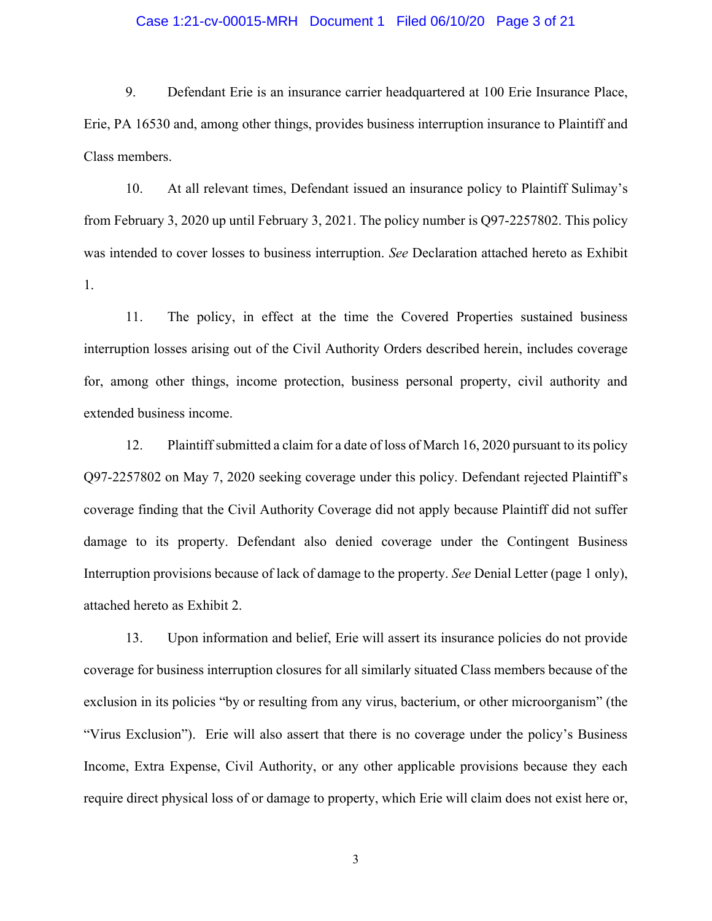9. Defendant Erie is an insurance carrier headquartered at 100 Erie Insurance Place, Erie, PA 16530 and, among other things, provides business interruption insurance to Plaintiff and Class members.

10. At all relevant times, Defendant issued an insurance policy to Plaintiff Sulimay's from February 3, 2020 up until February 3, 2021. The policy number is Q97-2257802. This policy was intended to cover losses to business interruption. *See* Declaration attached hereto as Exhibit 1.

11. The policy, in effect at the time the Covered Properties sustained business interruption losses arising out of the Civil Authority Orders described herein, includes coverage for, among other things, income protection, business personal property, civil authority and extended business income.

12. Plaintiff submitted a claim for a date of loss of March 16, 2020 pursuant to its policy Q97-2257802 on May 7, 2020 seeking coverage under this policy. Defendant rejected Plaintiff's coverage finding that the Civil Authority Coverage did not apply because Plaintiff did not suffer damage to its property. Defendant also denied coverage under the Contingent Business Interruption provisions because of lack of damage to the property. *See* Denial Letter (page 1 only), attached hereto as Exhibit 2.

13. Upon information and belief, Erie will assert its insurance policies do not provide coverage for business interruption closures for all similarly situated Class members because of the exclusion in its policies "by or resulting from any virus, bacterium, or other microorganism" (the "Virus Exclusion"). Erie will also assert that there is no coverage under the policy's Business Income, Extra Expense, Civil Authority, or any other applicable provisions because they each require direct physical loss of or damage to property, which Erie will claim does not exist here or,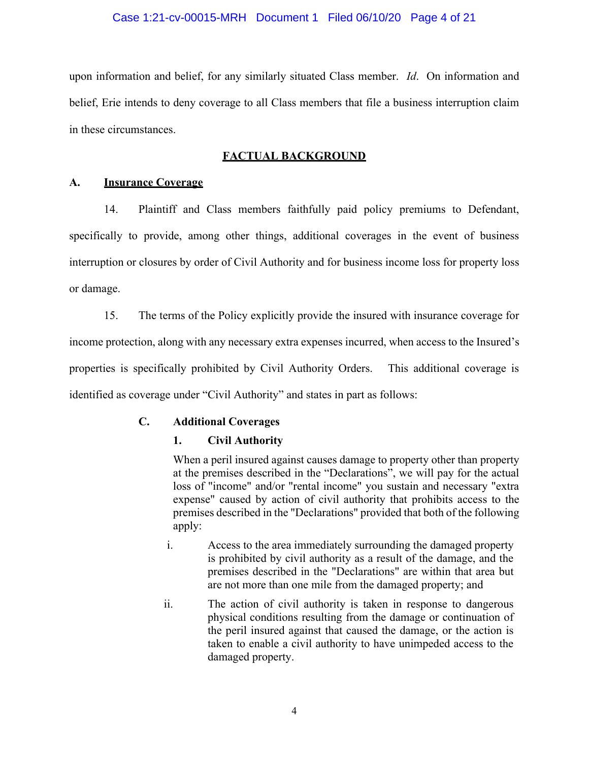upon information and belief, for any similarly situated Class member. *Id*. On information and belief, Erie intends to deny coverage to all Class members that file a business interruption claim in these circumstances.

## FACTUAL BACKGROUND

### A. Insurance Coverage

14. Plaintiff and Class members faithfully paid policy premiums to Defendant, specifically to provide, among other things, additional coverages in the event of business interruption or closures by order of Civil Authority and for business income loss for property loss or damage.

15. The terms of the Policy explicitly provide the insured with insurance coverage for income protection, along with any necessary extra expenses incurred, when access to the Insured's properties is specifically prohibited by Civil Authority Orders. This additional coverage is identified as coverage under "Civil Authority" and states in part as follows:

> **C. Additional Coverages**
>
> **1. Civil Authority**
>
> When a peril insured against causes damage to property other than property at the premises described in the "Declarations", we will pay for the actual loss of "income" and/or "rental income" you sustain and necessary "extra expense" caused by action of civil authority that prohibits access to the premises described in the "Declarations" provided that both of the following apply:
>
> i. Access to the area immediately surrounding the damaged property is prohibited by civil authority as a result of the damage, and the premises described in the "Declarations" are within that area but are not more than one mile from the damaged property; and
>
> ii. The action of civil authority is taken in response to dangerous physical conditions resulting from the damage or continuation of the peril insured against that caused the damage, or the action is taken to enable a civil authority to have unimpeded access to the damaged property.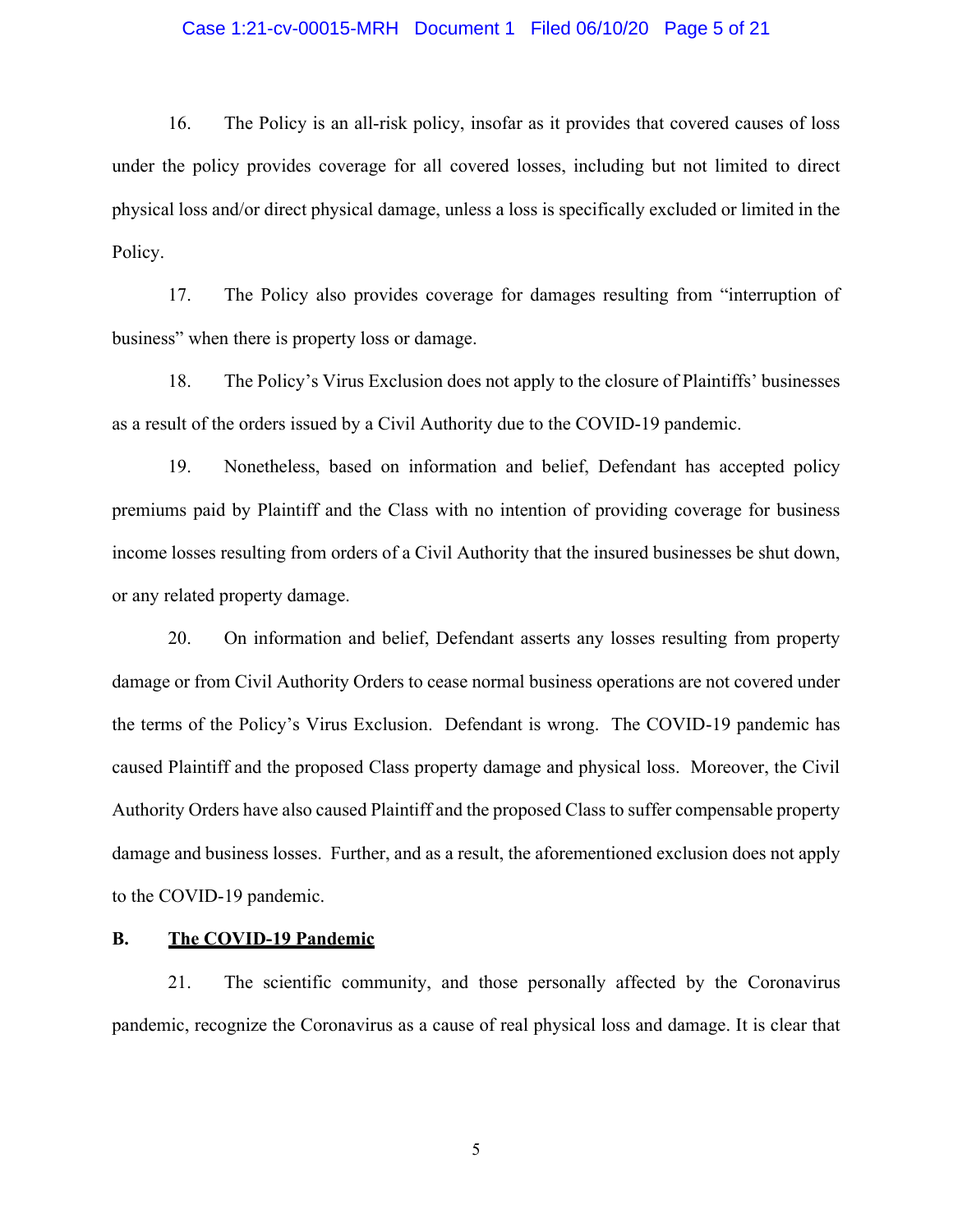16. The Policy is an all-risk policy, insofar as it provides that covered causes of loss under the policy provides coverage for all covered losses, including but not limited to direct physical loss and/or direct physical damage, unless a loss is specifically excluded or limited in the Policy.

17. The Policy also provides coverage for damages resulting from "interruption of business" when there is property loss or damage.

18. The Policy's Virus Exclusion does not apply to the closure of Plaintiffs' businesses as a result of the orders issued by a Civil Authority due to the COVID-19 pandemic.

19. Nonetheless, based on information and belief, Defendant has accepted policy premiums paid by Plaintiff and the Class with no intention of providing coverage for business income losses resulting from orders of a Civil Authority that the insured businesses be shut down, or any related property damage.

20. On information and belief, Defendant asserts any losses resulting from property damage or from Civil Authority Orders to cease normal business operations are not covered under the terms of the Policy's Virus Exclusion. Defendant is wrong. The COVID-19 pandemic has caused Plaintiff and the proposed Class property damage and physical loss. Moreover, the Civil Authority Orders have also caused Plaintiff and the proposed Class to suffer compensable property damage and business losses. Further, and as a result, the aforementioned exclusion does not apply to the COVID-19 pandemic.

**B. <u>The COVID-19 Pandemic</u>**

21. The scientific community, and those personally affected by the Coronavirus pandemic, recognize the Coronavirus as a cause of real physical loss and damage. It is clear that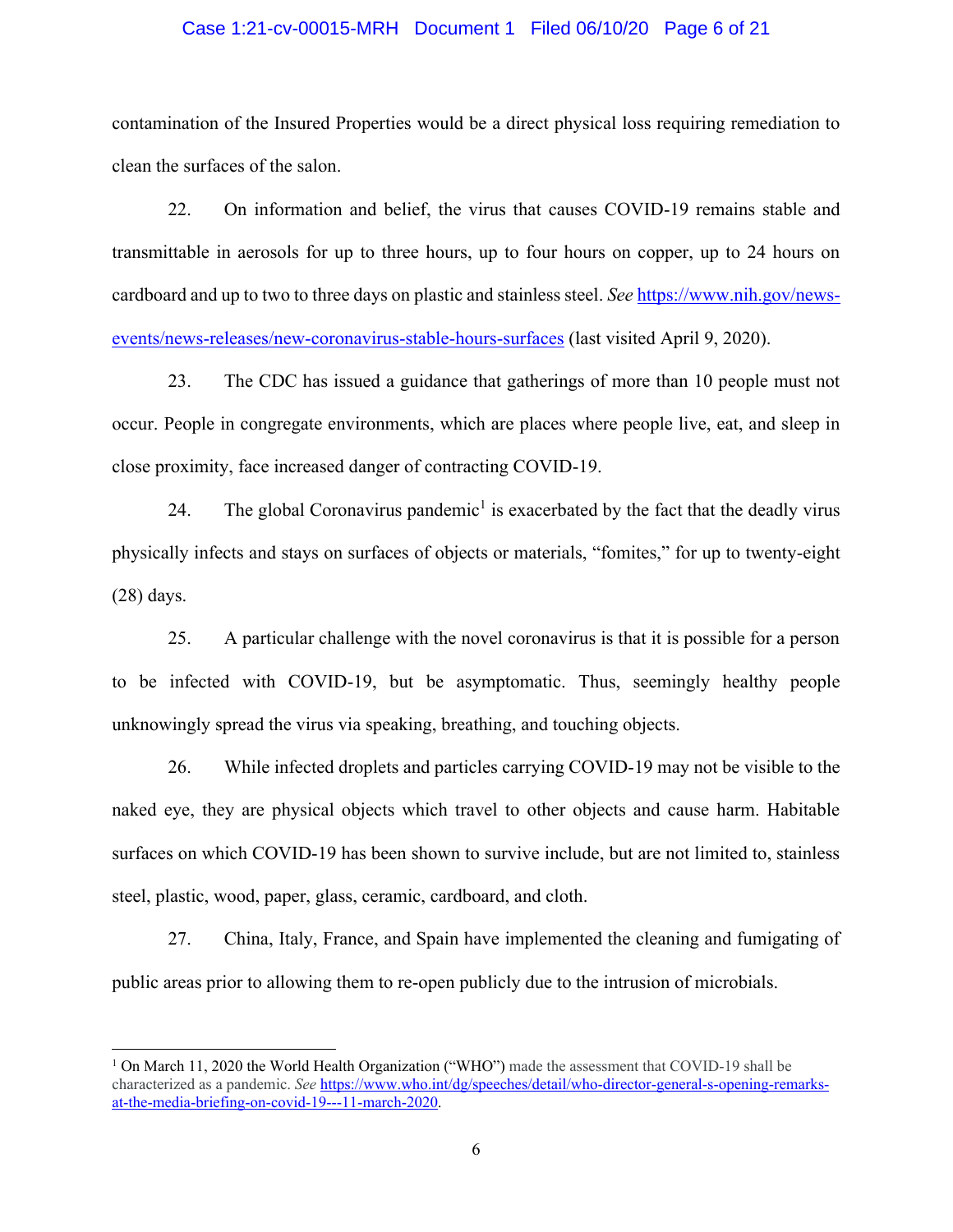contamination of the Insured Properties would be a direct physical loss requiring remediation to clean the surfaces of the salon.

22. On information and belief, the virus that causes COVID-19 remains stable and transmittable in aerosols for up to three hours, up to four hours on copper, up to 24 hours on cardboard and up to two to three days on plastic and stainless steel. *See* https://www.nih.gov/news-events/news-releases/new-coronavirus-stable-hours-surfaces (last visited April 9, 2020).

23. The CDC has issued a guidance that gatherings of more than 10 people must not occur. People in congregate environments, which are places where people live, eat, and sleep in close proximity, face increased danger of contracting COVID-19.

24. The global Coronavirus pandemic[1] is exacerbated by the fact that the deadly virus physically infects and stays on surfaces of objects or materials, "fomites," for up to twenty-eight (28) days.

25. A particular challenge with the novel coronavirus is that it is possible for a person to be infected with COVID-19, but be asymptomatic. Thus, seemingly healthy people unknowingly spread the virus via speaking, breathing, and touching objects.

26. While infected droplets and particles carrying COVID-19 may not be visible to the naked eye, they are physical objects which travel to other objects and cause harm. Habitable surfaces on which COVID-19 has been shown to survive include, but are not limited to, stainless steel, plastic, wood, paper, glass, ceramic, cardboard, and cloth.

27. China, Italy, France, and Spain have implemented the cleaning and fumigating of public areas prior to allowing them to re-open publicly due to the intrusion of microbials.

---

[1] On March 11, 2020 the World Health Organization ("WHO") made the assessment that COVID-19 shall be characterized as a pandemic. *See* https://www.who.int/dg/speeches/detail/who-director-general-s-opening-remarks-at-the-media-briefing-on-covid-19---11-march-2020.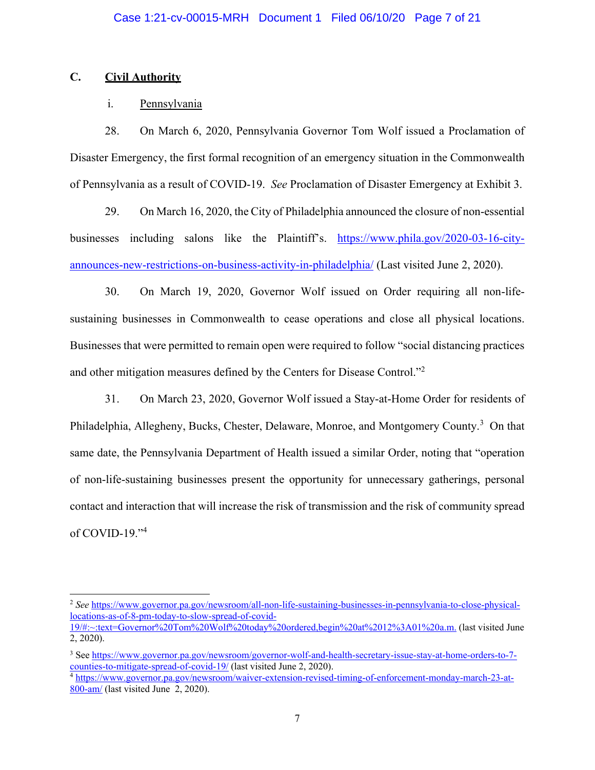## C. Civil Authority

### i. Pennsylvania

28. On March 6, 2020, Pennsylvania Governor Tom Wolf issued a Proclamation of Disaster Emergency, the first formal recognition of an emergency situation in the Commonwealth of Pennsylvania as a result of COVID-19. *See* Proclamation of Disaster Emergency at Exhibit 3.

29. On March 16, 2020, the City of Philadelphia announced the closure of non-essential businesses including salons like the Plaintiff's. https://www.phila.gov/2020-03-16-city-announces-new-restrictions-on-business-activity-in-philadelphia/ (Last visited June 2, 2020).

30. On March 19, 2020, Governor Wolf issued on Order requiring all non-life-sustaining businesses in Commonwealth to cease operations and close all physical locations. Businesses that were permitted to remain open were required to follow "social distancing practices and other mitigation measures defined by the Centers for Disease Control."[2]

31. On March 23, 2020, Governor Wolf issued a Stay-at-Home Order for residents of Philadelphia, Allegheny, Bucks, Chester, Delaware, Monroe, and Montgomery County.[3] On that same date, the Pennsylvania Department of Health issued a similar Order, noting that "operation of non-life-sustaining businesses present the opportunity for unnecessary gatherings, personal contact and interaction that will increase the risk of transmission and the risk of community spread of COVID-19."[4]

---

[2] *See* https://www.governor.pa.gov/newsroom/all-non-life-sustaining-businesses-in-pennsylvania-to-close-physical-locations-as-of-8-pm-today-to-slow-spread-of-covid-19/#:~:text=Governor%20Tom%20Wolf%20today%20ordered,begin%20at%2012%3A01%20a.m. (last visited June 2, 2020).

[3] See https://www.governor.pa.gov/newsroom/governor-wolf-and-health-secretary-issue-stay-at-home-orders-to-7-counties-to-mitigate-spread-of-covid-19/ (last visited June 2, 2020).

[4] https://www.governor.pa.gov/newsroom/waiver-extension-revised-timing-of-enforcement-monday-march-23-at-800-am/ (last visited June 2, 2020).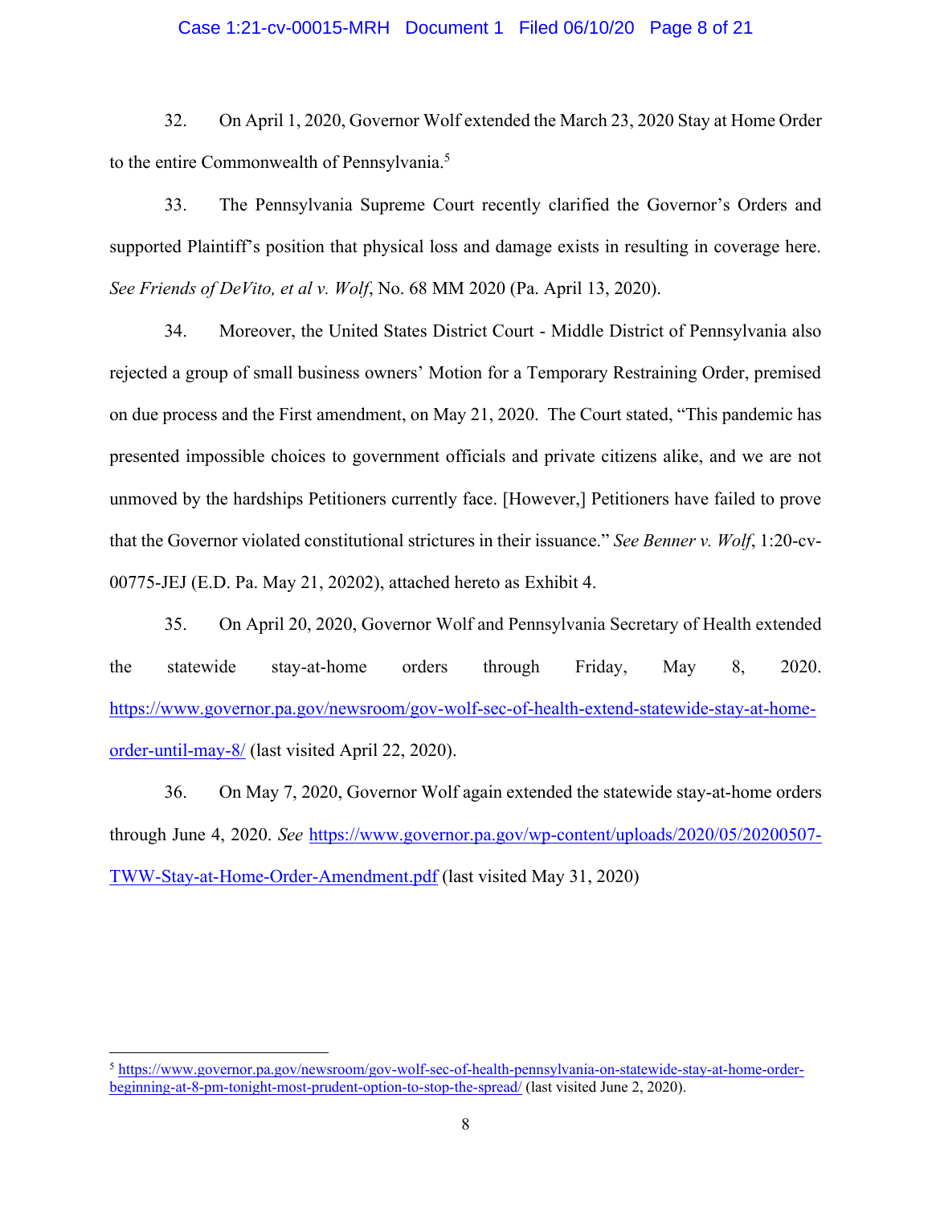32. On April 1, 2020, Governor Wolf extended the March 23, 2020 Stay at Home Order to the entire Commonwealth of Pennsylvania.[5]

33. The Pennsylvania Supreme Court recently clarified the Governor's Orders and supported Plaintiff's position that physical loss and damage exists in resulting in coverage here. *See Friends of DeVito, et al v. Wolf*, No. 68 MM 2020 (Pa. April 13, 2020).

34. Moreover, the United States District Court - Middle District of Pennsylvania also rejected a group of small business owners' Motion for a Temporary Restraining Order, premised on due process and the First amendment, on May 21, 2020. The Court stated, "This pandemic has presented impossible choices to government officials and private citizens alike, and we are not unmoved by the hardships Petitioners currently face. [However,] Petitioners have failed to prove that the Governor violated constitutional strictures in their issuance." *See Benner v. Wolf*, 1:20-cv-00775-JEJ (E.D. Pa. May 21, 20202), attached hereto as Exhibit 4.

35. On April 20, 2020, Governor Wolf and Pennsylvania Secretary of Health extended the statewide stay-at-home orders through Friday, May 8, 2020. https://www.governor.pa.gov/newsroom/gov-wolf-sec-of-health-extend-statewide-stay-at-home-order-until-may-8/ (last visited April 22, 2020).

36. On May 7, 2020, Governor Wolf again extended the statewide stay-at-home orders through June 4, 2020. *See* https://www.governor.pa.gov/wp-content/uploads/2020/05/20200507-TWW-Stay-at-Home-Order-Amendment.pdf (last visited May 31, 2020)

---

[5] https://www.governor.pa.gov/newsroom/gov-wolf-sec-of-health-pennsylvania-on-statewide-stay-at-home-order-beginning-at-8-pm-tonight-most-prudent-option-to-stop-the-spread/ (last visited June 2, 2020).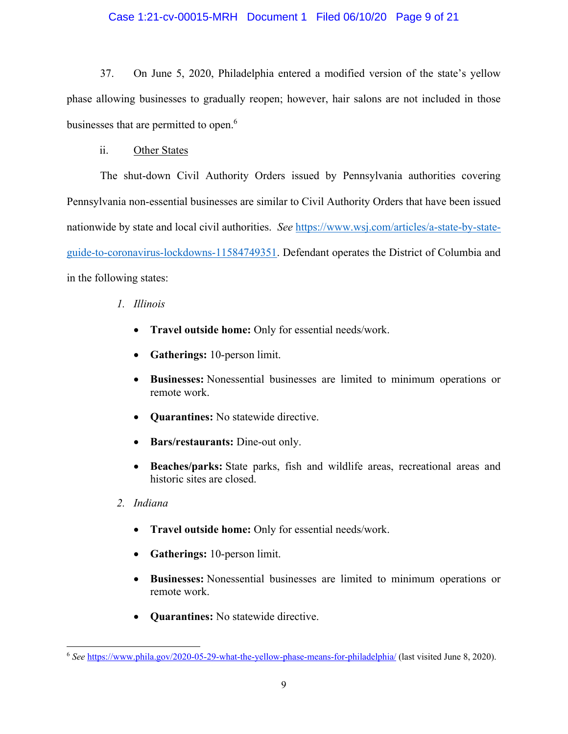37. On June 5, 2020, Philadelphia entered a modified version of the state's yellow phase allowing businesses to gradually reopen; however, hair salons are not included in those businesses that are permitted to open.[6]

ii. Other States

The shut-down Civil Authority Orders issued by Pennsylvania authorities covering Pennsylvania non-essential businesses are similar to Civil Authority Orders that have been issued nationwide by state and local civil authorities. *See* https://www.wsj.com/articles/a-state-by-state-guide-to-coronavirus-lockdowns-11584749351. Defendant operates the District of Columbia and in the following states:

1. *Illinois*

   - **Travel outside home:** Only for essential needs/work.
   - **Gatherings:** 10-person limit.
   - **Businesses:** Nonessential businesses are limited to minimum operations or remote work.
   - **Quarantines:** No statewide directive.
   - **Bars/restaurants:** Dine-out only.
   - **Beaches/parks:** State parks, fish and wildlife areas, recreational areas and historic sites are closed.

2. *Indiana*

   - **Travel outside home:** Only for essential needs/work.
   - **Gatherings:** 10-person limit.
   - **Businesses:** Nonessential businesses are limited to minimum operations or remote work.
   - **Quarantines:** No statewide directive.

[6] *See* https://www.phila.gov/2020-05-29-what-the-yellow-phase-means-for-philadelphia/ (last visited June 8, 2020).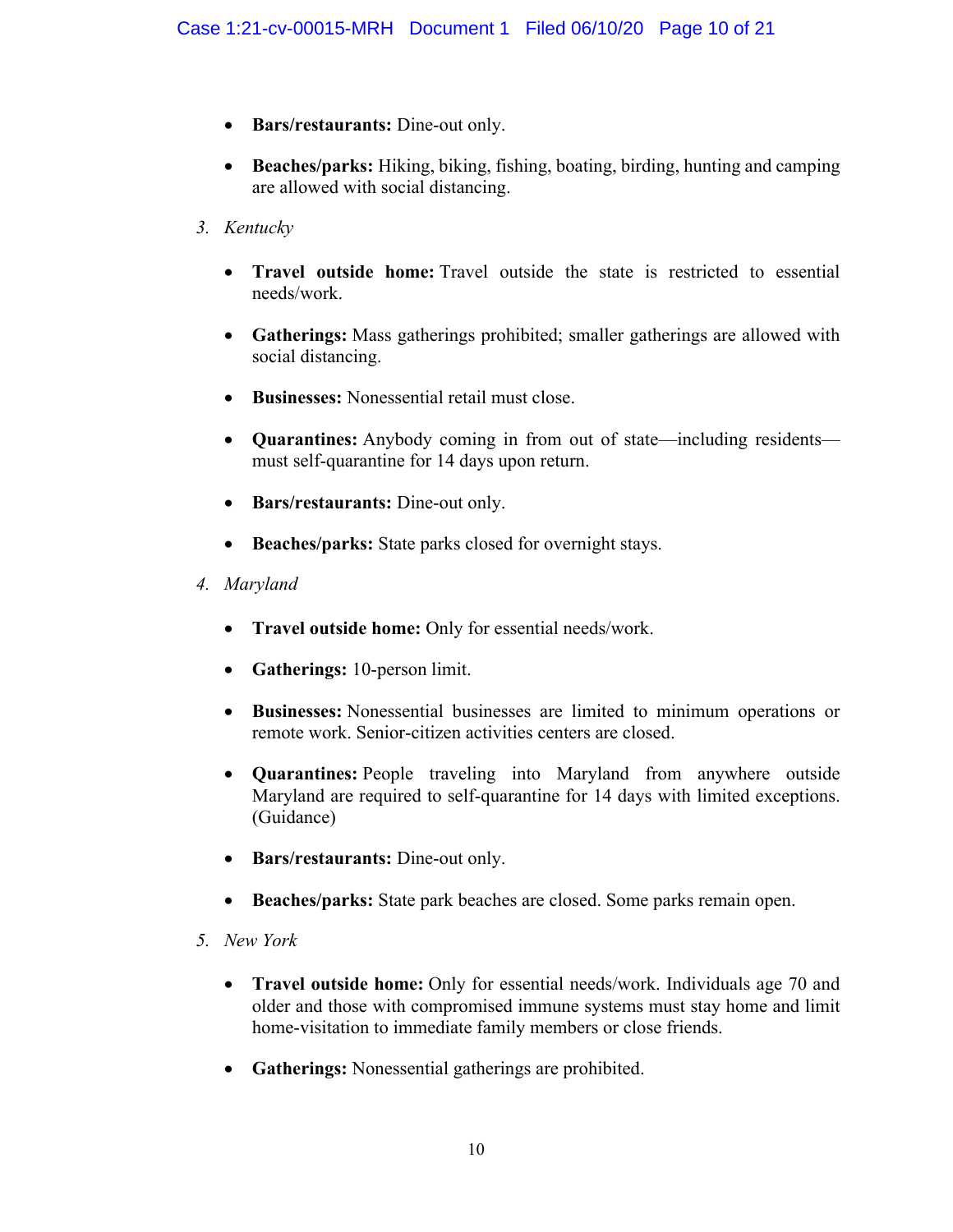- **Bars/restaurants:** Dine-out only.

- **Beaches/parks:** Hiking, biking, fishing, boating, birding, hunting and camping are allowed with social distancing.

3. *Kentucky*

- **Travel outside home:** Travel outside the state is restricted to essential needs/work.

- **Gatherings:** Mass gatherings prohibited; smaller gatherings are allowed with social distancing.

- **Businesses:** Nonessential retail must close.

- **Quarantines:** Anybody coming in from out of state—including residents—must self-quarantine for 14 days upon return.

- **Bars/restaurants:** Dine-out only.

- **Beaches/parks:** State parks closed for overnight stays.

4. *Maryland*

- **Travel outside home:** Only for essential needs/work.

- **Gatherings:** 10-person limit.

- **Businesses:** Nonessential businesses are limited to minimum operations or remote work. Senior-citizen activities centers are closed.

- **Quarantines:** People traveling into Maryland from anywhere outside Maryland are required to self-quarantine for 14 days with limited exceptions. (Guidance)

- **Bars/restaurants:** Dine-out only.

- **Beaches/parks:** State park beaches are closed. Some parks remain open.

5. *New York*

- **Travel outside home:** Only for essential needs/work. Individuals age 70 and older and those with compromised immune systems must stay home and limit home-visitation to immediate family members or close friends.

- **Gatherings:** Nonessential gatherings are prohibited.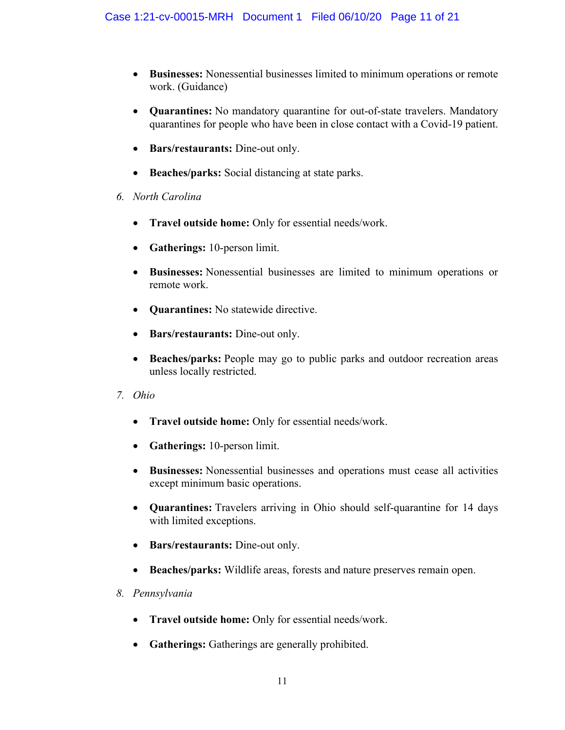- **Businesses:** Nonessential businesses limited to minimum operations or remote work. (Guidance)

- **Quarantines:** No mandatory quarantine for out-of-state travelers. Mandatory quarantines for people who have been in close contact with a Covid-19 patient.

- **Bars/restaurants:** Dine-out only.

- **Beaches/parks:** Social distancing at state parks.

6. *North Carolina*

- **Travel outside home:** Only for essential needs/work.

- **Gatherings:** 10-person limit.

- **Businesses:** Nonessential businesses are limited to minimum operations or remote work.

- **Quarantines:** No statewide directive.

- **Bars/restaurants:** Dine-out only.

- **Beaches/parks:** People may go to public parks and outdoor recreation areas unless locally restricted.

7. *Ohio*

- **Travel outside home:** Only for essential needs/work.

- **Gatherings:** 10-person limit.

- **Businesses:** Nonessential businesses and operations must cease all activities except minimum basic operations.

- **Quarantines:** Travelers arriving in Ohio should self-quarantine for 14 days with limited exceptions.

- **Bars/restaurants:** Dine-out only.

- **Beaches/parks:** Wildlife areas, forests and nature preserves remain open.

8. *Pennsylvania*

- **Travel outside home:** Only for essential needs/work.

- **Gatherings:** Gatherings are generally prohibited.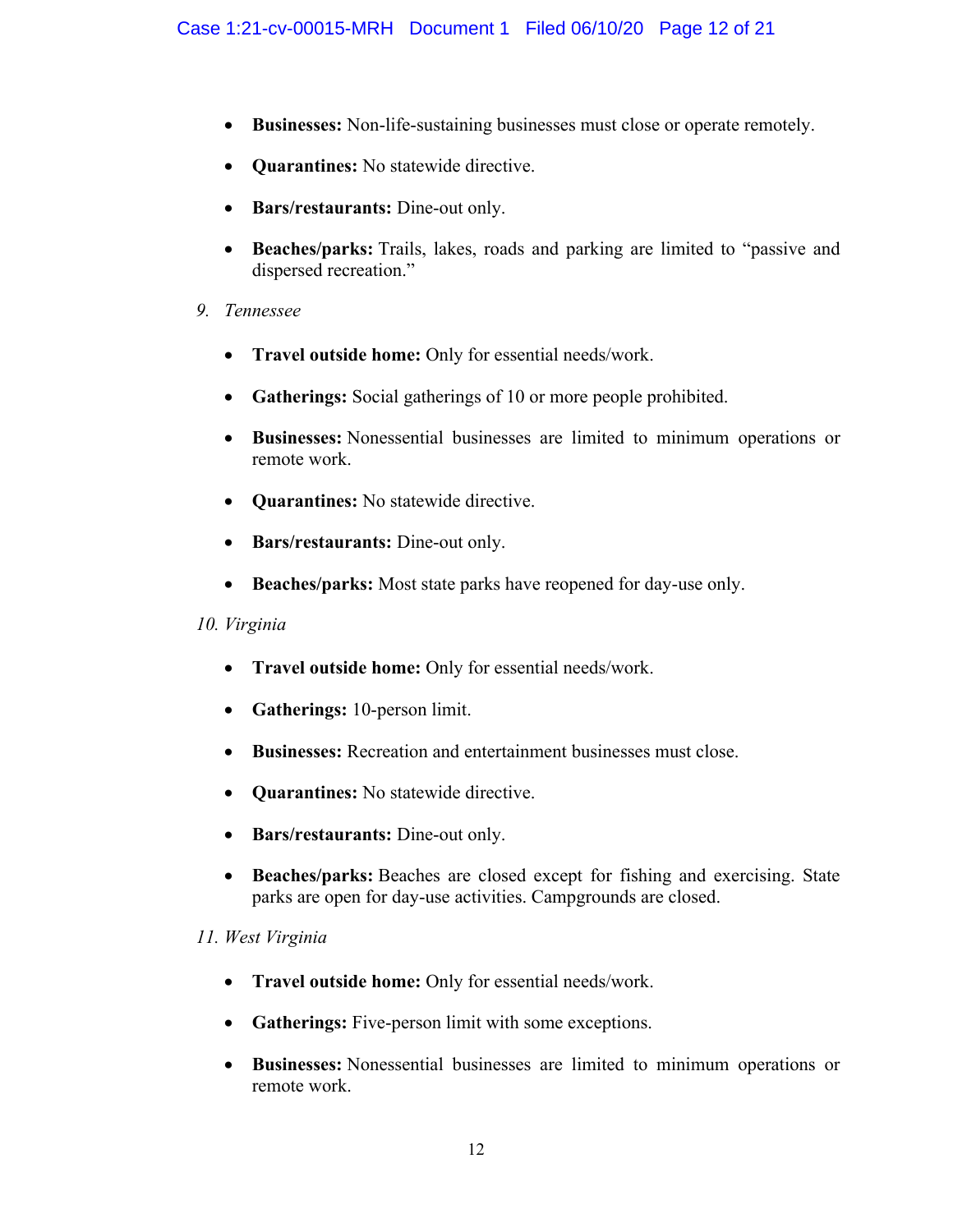- **Businesses:** Non-life-sustaining businesses must close or operate remotely.
- **Quarantines:** No statewide directive.
- **Bars/restaurants:** Dine-out only.
- **Beaches/parks:** Trails, lakes, roads and parking are limited to "passive and dispersed recreation."

9. *Tennessee*

- **Travel outside home:** Only for essential needs/work.
- **Gatherings:** Social gatherings of 10 or more people prohibited.
- **Businesses:** Nonessential businesses are limited to minimum operations or remote work.
- **Quarantines:** No statewide directive.
- **Bars/restaurants:** Dine-out only.
- **Beaches/parks:** Most state parks have reopened for day-use only.

10. *Virginia*

- **Travel outside home:** Only for essential needs/work.
- **Gatherings:** 10-person limit.
- **Businesses:** Recreation and entertainment businesses must close.
- **Quarantines:** No statewide directive.
- **Bars/restaurants:** Dine-out only.
- **Beaches/parks:** Beaches are closed except for fishing and exercising. State parks are open for day-use activities. Campgrounds are closed.

11. *West Virginia*

- **Travel outside home:** Only for essential needs/work.
- **Gatherings:** Five-person limit with some exceptions.
- **Businesses:** Nonessential businesses are limited to minimum operations or remote work.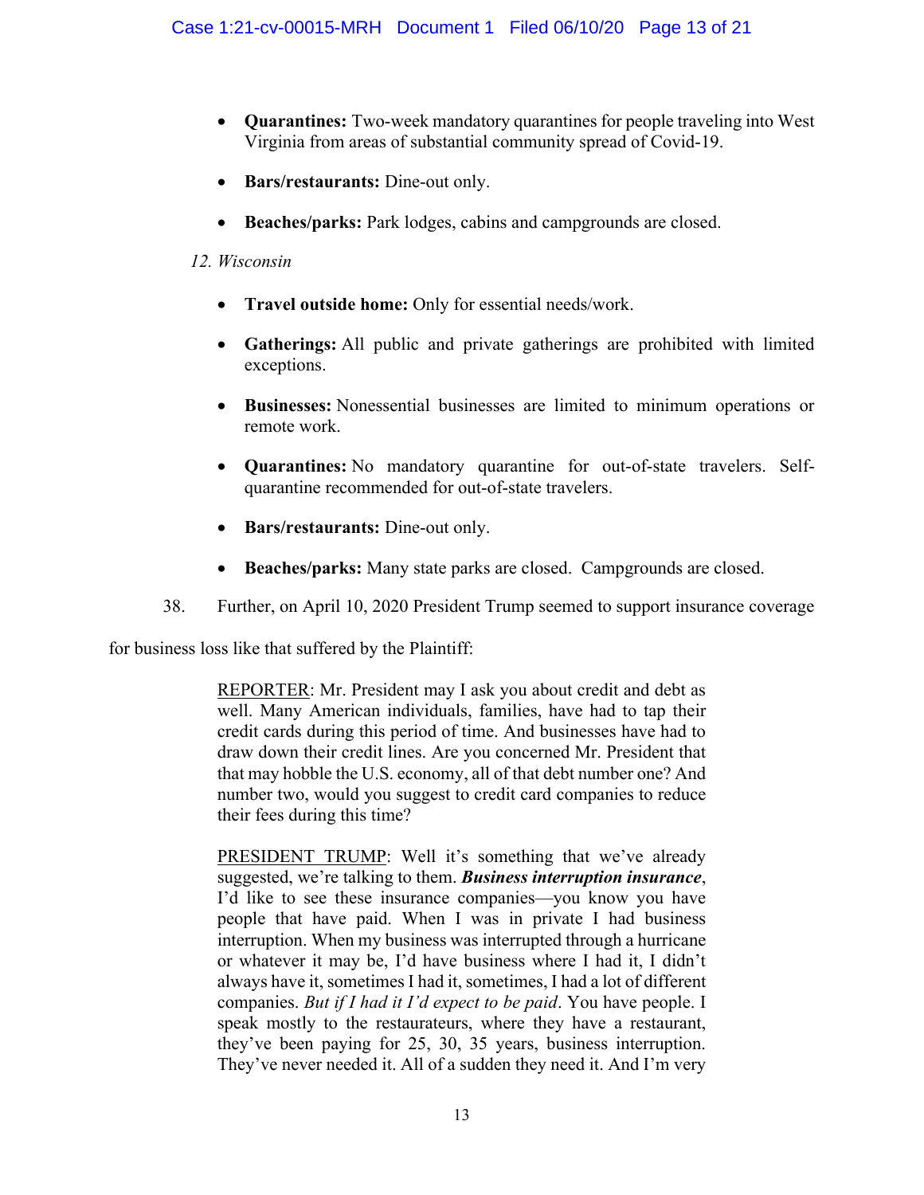- **Quarantines:** Two-week mandatory quarantines for people traveling into West Virginia from areas of substantial community spread of Covid-19.

- **Bars/restaurants:** Dine-out only.

- **Beaches/parks:** Park lodges, cabins and campgrounds are closed.

*12. Wisconsin*

- **Travel outside home:** Only for essential needs/work.

- **Gatherings:** All public and private gatherings are prohibited with limited exceptions.

- **Businesses:** Nonessential businesses are limited to minimum operations or remote work.

- **Quarantines:** No mandatory quarantine for out-of-state travelers. Self-quarantine recommended for out-of-state travelers.

- **Bars/restaurants:** Dine-out only.

- **Beaches/parks:** Many state parks are closed. Campgrounds are closed.

38. Further, on April 10, 2020 President Trump seemed to support insurance coverage for business loss like that suffered by the Plaintiff:

> <u>REPORTER</u>: Mr. President may I ask you about credit and debt as well. Many American individuals, families, have had to tap their credit cards during this period of time. And businesses have had to draw down their credit lines. Are you concerned Mr. President that that may hobble the U.S. economy, all of that debt number one? And number two, would you suggest to credit card companies to reduce their fees during this time?
>
> <u>PRESIDENT TRUMP</u>: Well it's something that we've already suggested, we're talking to them. ***Business interruption insurance***, I'd like to see these insurance companies—you know you have people that have paid. When I was in private I had business interruption. When my business was interrupted through a hurricane or whatever it may be, I'd have business where I had it, I didn't always have it, sometimes I had it, sometimes, I had a lot of different companies. *But if I had it I'd expect to be paid*. You have people. I speak mostly to the restaurateurs, where they have a restaurant, they've been paying for 25, 30, 35 years, business interruption. They've never needed it. All of a sudden they need it. And I'm very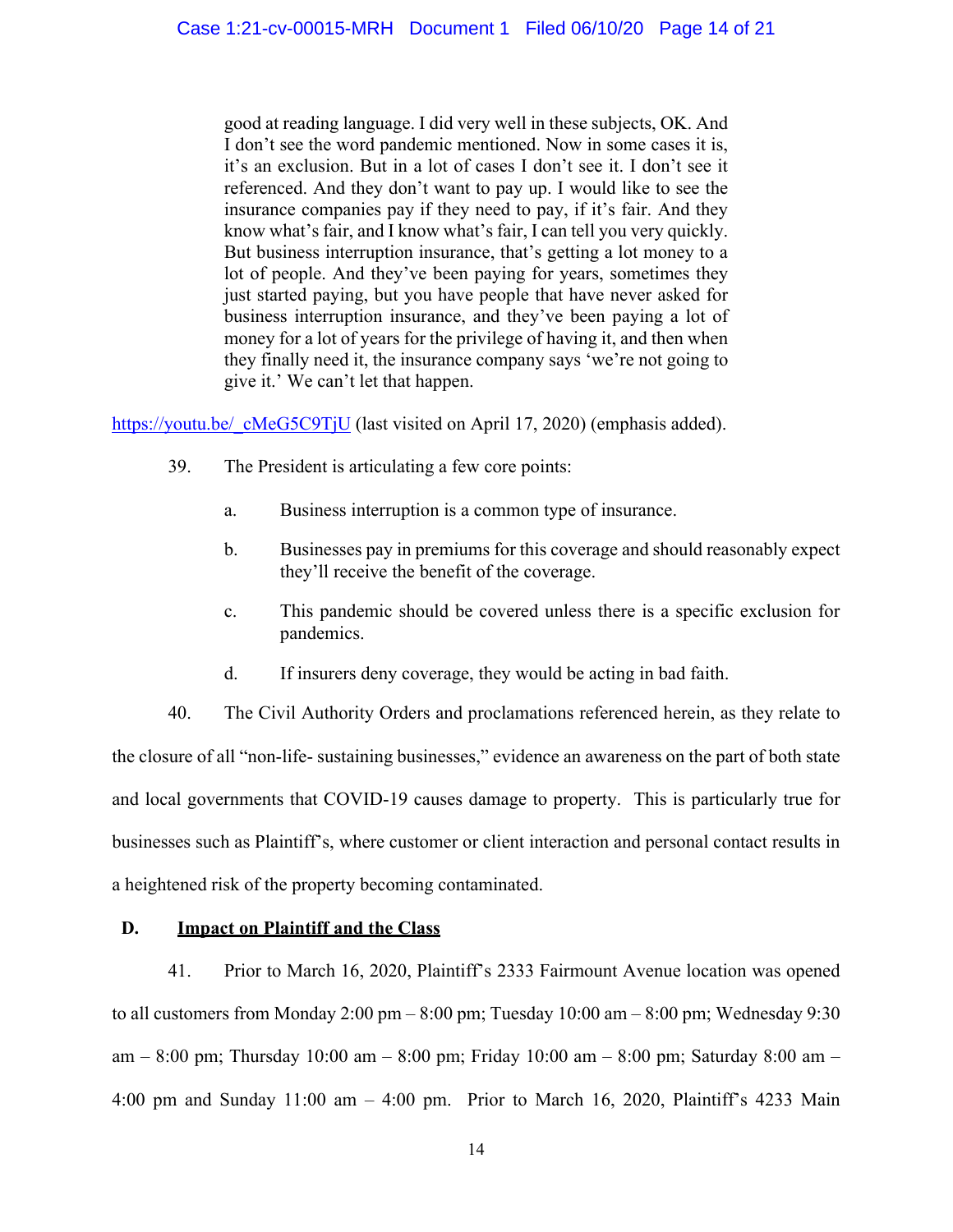> good at reading language. I did very well in these subjects, OK. And I don't see the word pandemic mentioned. Now in some cases it is, it's an exclusion. But in a lot of cases I don't see it. I don't see it referenced. And they don't want to pay up. I would like to see the insurance companies pay if they need to pay, if it's fair. And they know what's fair, and I know what's fair, I can tell you very quickly. But business interruption insurance, that's getting a lot money to a lot of people. And they've been paying for years, sometimes they just started paying, but you have people that have never asked for business interruption insurance, and they've been paying a lot of money for a lot of years for the privilege of having it, and then when they finally need it, the insurance company says 'we're not going to give it.' We can't let that happen.

https://youtu.be/_cMeG5C9TjU (last visited on April 17, 2020) (emphasis added).

39. The President is articulating a few core points:

  a. Business interruption is a common type of insurance.

  b. Businesses pay in premiums for this coverage and should reasonably expect they'll receive the benefit of the coverage.

  c. This pandemic should be covered unless there is a specific exclusion for pandemics.

  d. If insurers deny coverage, they would be acting in bad faith.

40. The Civil Authority Orders and proclamations referenced herein, as they relate to the closure of all "non-life- sustaining businesses," evidence an awareness on the part of both state and local governments that COVID-19 causes damage to property. This is particularly true for businesses such as Plaintiff's, where customer or client interaction and personal contact results in a heightened risk of the property becoming contaminated.

## D. <u>Impact on Plaintiff and the Class</u>

41. Prior to March 16, 2020, Plaintiff's 2333 Fairmount Avenue location was opened to all customers from Monday 2:00 pm – 8:00 pm; Tuesday 10:00 am – 8:00 pm; Wednesday 9:30 am – 8:00 pm; Thursday 10:00 am – 8:00 pm; Friday 10:00 am – 8:00 pm; Saturday 8:00 am – 4:00 pm and Sunday 11:00 am – 4:00 pm. Prior to March 16, 2020, Plaintiff's 4233 Main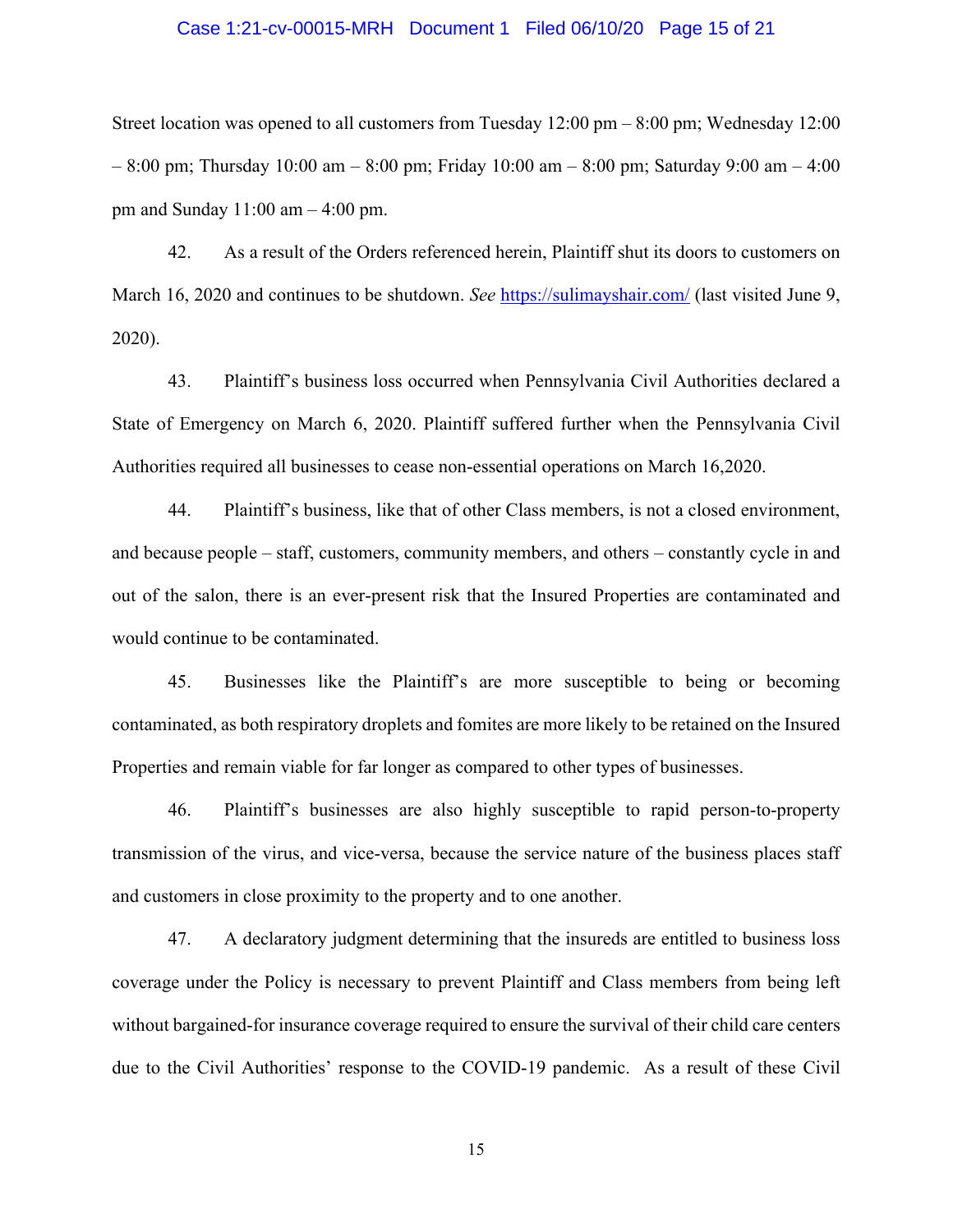Street location was opened to all customers from Tuesday 12:00 pm – 8:00 pm; Wednesday 12:00 – 8:00 pm; Thursday 10:00 am – 8:00 pm; Friday 10:00 am – 8:00 pm; Saturday 9:00 am – 4:00 pm and Sunday 11:00 am – 4:00 pm.

42. As a result of the Orders referenced herein, Plaintiff shut its doors to customers on March 16, 2020 and continues to be shutdown. *See* https://sulimayshair.com/ (last visited June 9, 2020).

43. Plaintiff's business loss occurred when Pennsylvania Civil Authorities declared a State of Emergency on March 6, 2020. Plaintiff suffered further when the Pennsylvania Civil Authorities required all businesses to cease non-essential operations on March 16,2020.

44. Plaintiff's business, like that of other Class members, is not a closed environment, and because people – staff, customers, community members, and others – constantly cycle in and out of the salon, there is an ever-present risk that the Insured Properties are contaminated and would continue to be contaminated.

45. Businesses like the Plaintiff's are more susceptible to being or becoming contaminated, as both respiratory droplets and fomites are more likely to be retained on the Insured Properties and remain viable for far longer as compared to other types of businesses.

46. Plaintiff's businesses are also highly susceptible to rapid person-to-property transmission of the virus, and vice-versa, because the service nature of the business places staff and customers in close proximity to the property and to one another.

47. A declaratory judgment determining that the insureds are entitled to business loss coverage under the Policy is necessary to prevent Plaintiff and Class members from being left without bargained-for insurance coverage required to ensure the survival of their child care centers due to the Civil Authorities' response to the COVID-19 pandemic. As a result of these Civil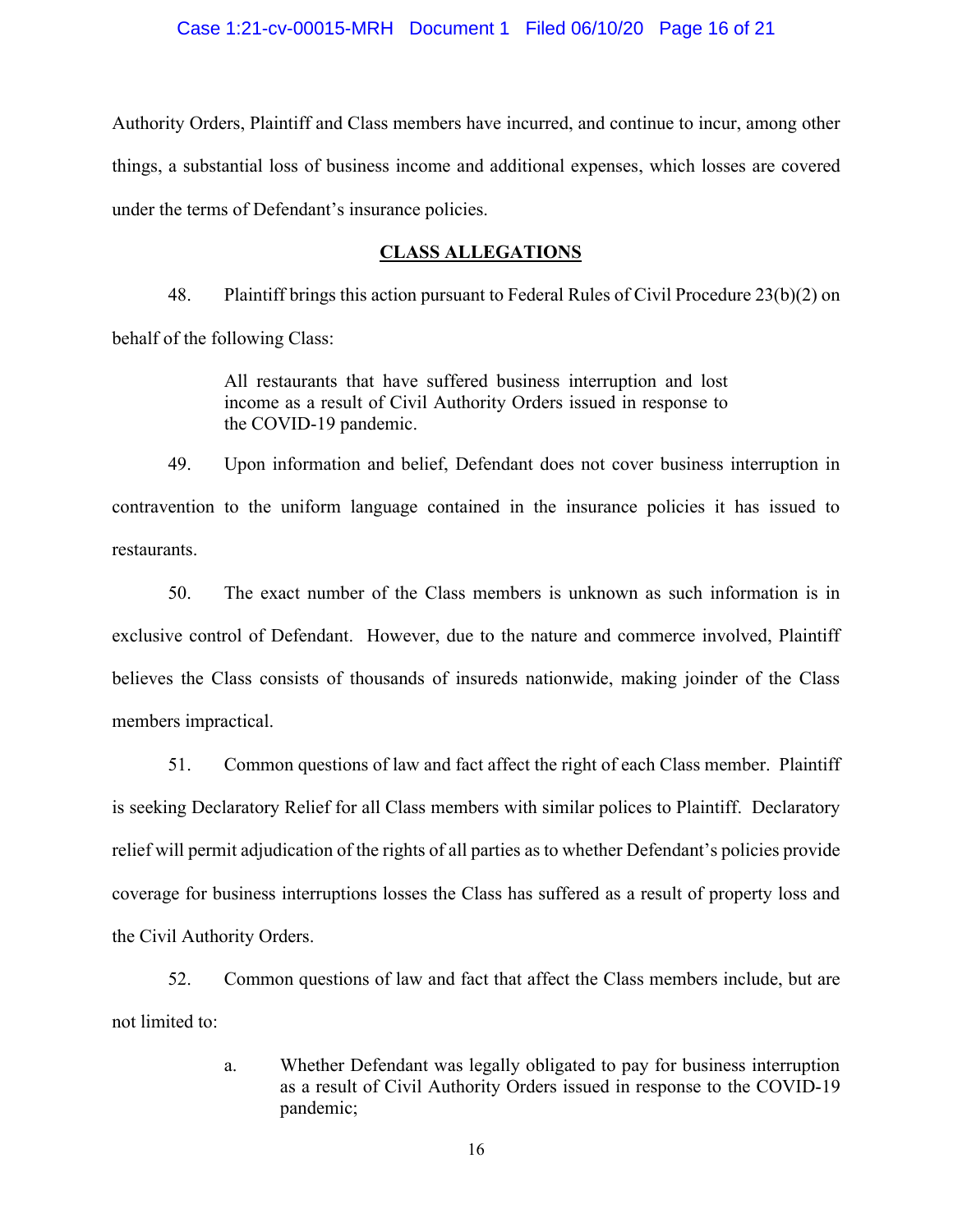Authority Orders, Plaintiff and Class members have incurred, and continue to incur, among other things, a substantial loss of business income and additional expenses, which losses are covered under the terms of Defendant's insurance policies.

## CLASS ALLEGATIONS

48. Plaintiff brings this action pursuant to Federal Rules of Civil Procedure 23(b)(2) on behalf of the following Class:

> All restaurants that have suffered business interruption and lost income as a result of Civil Authority Orders issued in response to the COVID-19 pandemic.

49. Upon information and belief, Defendant does not cover business interruption in contravention to the uniform language contained in the insurance policies it has issued to restaurants.

50. The exact number of the Class members is unknown as such information is in exclusive control of Defendant. However, due to the nature and commerce involved, Plaintiff believes the Class consists of thousands of insureds nationwide, making joinder of the Class members impractical.

51. Common questions of law and fact affect the right of each Class member. Plaintiff is seeking Declaratory Relief for all Class members with similar polices to Plaintiff. Declaratory relief will permit adjudication of the rights of all parties as to whether Defendant's policies provide coverage for business interruptions losses the Class has suffered as a result of property loss and the Civil Authority Orders.

52. Common questions of law and fact that affect the Class members include, but are not limited to:

a. Whether Defendant was legally obligated to pay for business interruption as a result of Civil Authority Orders issued in response to the COVID-19 pandemic;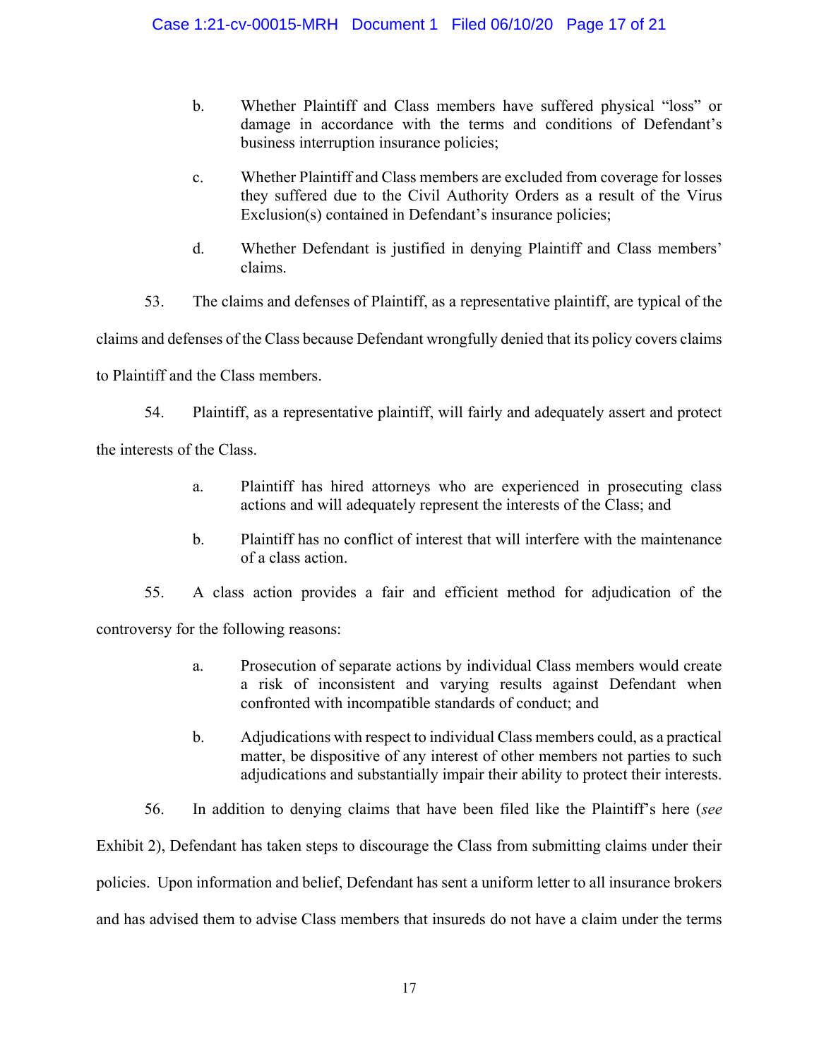b. Whether Plaintiff and Class members have suffered physical "loss" or damage in accordance with the terms and conditions of Defendant's business interruption insurance policies;

c. Whether Plaintiff and Class members are excluded from coverage for losses they suffered due to the Civil Authority Orders as a result of the Virus Exclusion(s) contained in Defendant's insurance policies;

d. Whether Defendant is justified in denying Plaintiff and Class members' claims.

53. The claims and defenses of Plaintiff, as a representative plaintiff, are typical of the claims and defenses of the Class because Defendant wrongfully denied that its policy covers claims to Plaintiff and the Class members.

54. Plaintiff, as a representative plaintiff, will fairly and adequately assert and protect the interests of the Class.

a. Plaintiff has hired attorneys who are experienced in prosecuting class actions and will adequately represent the interests of the Class; and

b. Plaintiff has no conflict of interest that will interfere with the maintenance of a class action.

55. A class action provides a fair and efficient method for adjudication of the controversy for the following reasons:

a. Prosecution of separate actions by individual Class members would create a risk of inconsistent and varying results against Defendant when confronted with incompatible standards of conduct; and

b. Adjudications with respect to individual Class members could, as a practical matter, be dispositive of any interest of other members not parties to such adjudications and substantially impair their ability to protect their interests.

56. In addition to denying claims that have been filed like the Plaintiff's here (*see* Exhibit 2), Defendant has taken steps to discourage the Class from submitting claims under their policies. Upon information and belief, Defendant has sent a uniform letter to all insurance brokers and has advised them to advise Class members that insureds do not have a claim under the terms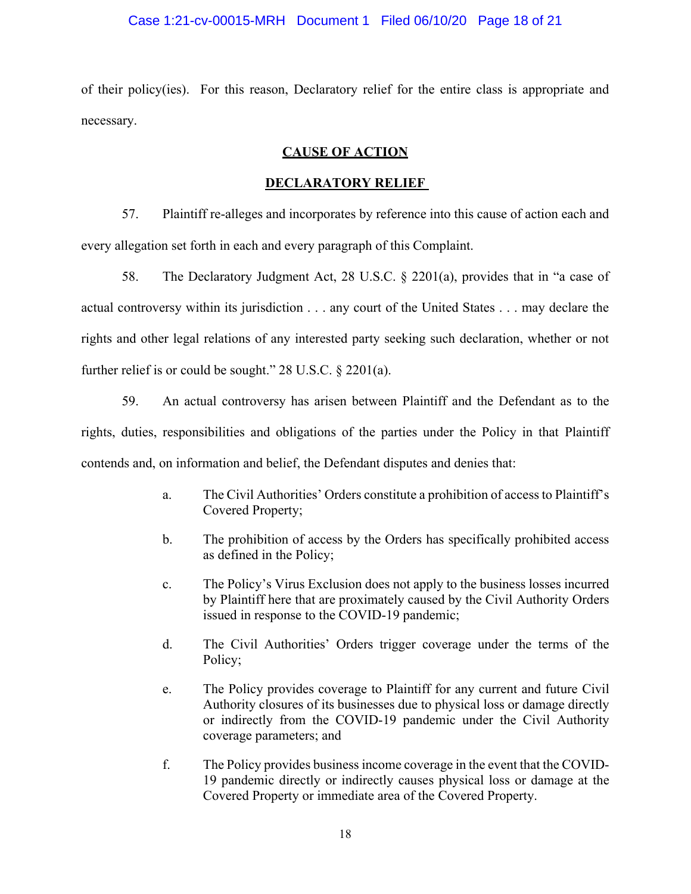of their policy(ies). For this reason, Declaratory relief for the entire class is appropriate and necessary.

## CAUSE OF ACTION

## DECLARATORY RELIEF

57. Plaintiff re-alleges and incorporates by reference into this cause of action each and every allegation set forth in each and every paragraph of this Complaint.

58. The Declaratory Judgment Act, 28 U.S.C. § 2201(a), provides that in "a case of actual controversy within its jurisdiction . . . any court of the United States . . . may declare the rights and other legal relations of any interested party seeking such declaration, whether or not further relief is or could be sought." 28 U.S.C. § 2201(a).

59. An actual controversy has arisen between Plaintiff and the Defendant as to the rights, duties, responsibilities and obligations of the parties under the Policy in that Plaintiff contends and, on information and belief, the Defendant disputes and denies that:

a. The Civil Authorities' Orders constitute a prohibition of access to Plaintiff's Covered Property;

b. The prohibition of access by the Orders has specifically prohibited access as defined in the Policy;

c. The Policy's Virus Exclusion does not apply to the business losses incurred by Plaintiff here that are proximately caused by the Civil Authority Orders issued in response to the COVID-19 pandemic;

d. The Civil Authorities' Orders trigger coverage under the terms of the Policy;

e. The Policy provides coverage to Plaintiff for any current and future Civil Authority closures of its businesses due to physical loss or damage directly or indirectly from the COVID-19 pandemic under the Civil Authority coverage parameters; and

f. The Policy provides business income coverage in the event that the COVID-19 pandemic directly or indirectly causes physical loss or damage at the Covered Property or immediate area of the Covered Property.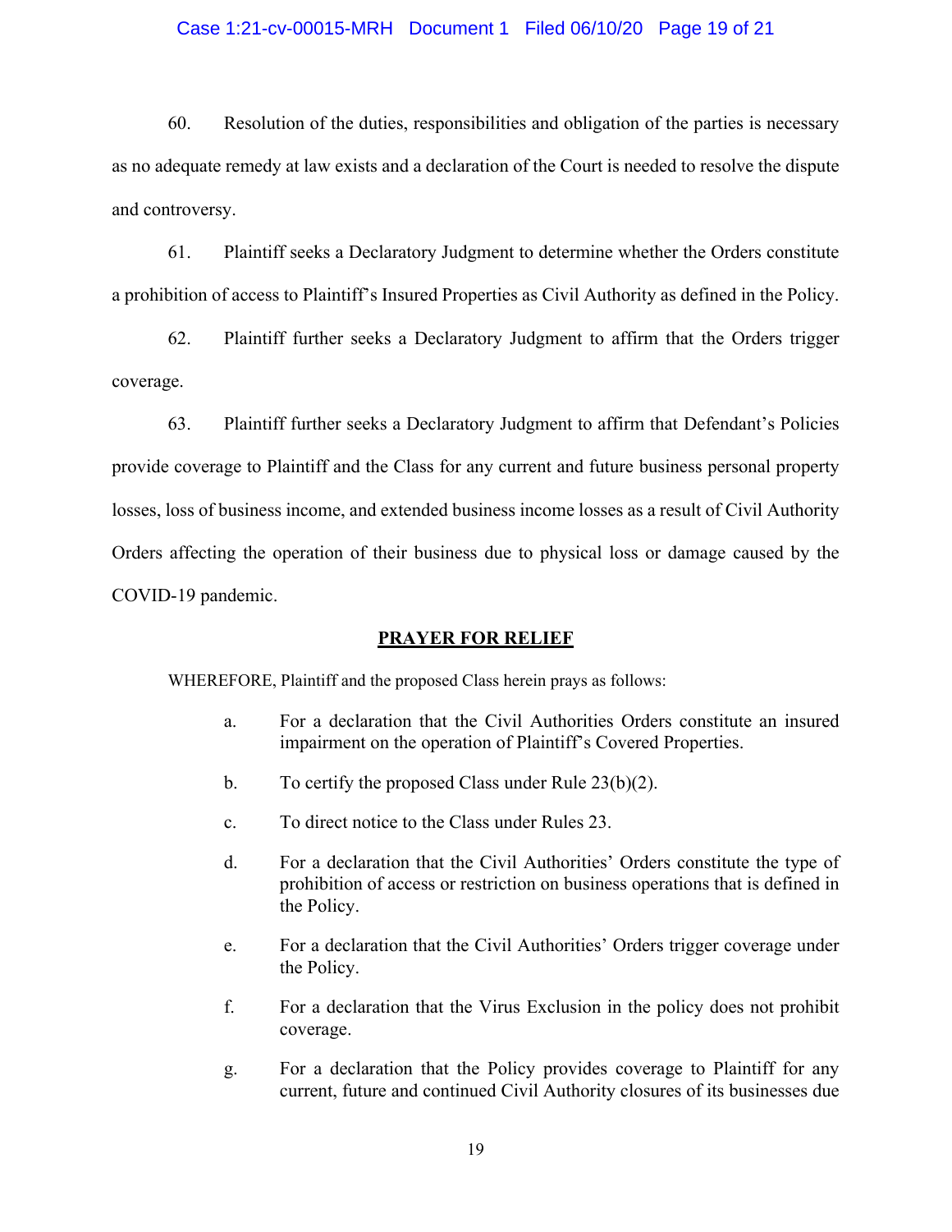60. Resolution of the duties, responsibilities and obligation of the parties is necessary as no adequate remedy at law exists and a declaration of the Court is needed to resolve the dispute and controversy.

61. Plaintiff seeks a Declaratory Judgment to determine whether the Orders constitute a prohibition of access to Plaintiff's Insured Properties as Civil Authority as defined in the Policy.

62. Plaintiff further seeks a Declaratory Judgment to affirm that the Orders trigger coverage.

63. Plaintiff further seeks a Declaratory Judgment to affirm that Defendant's Policies provide coverage to Plaintiff and the Class for any current and future business personal property losses, loss of business income, and extended business income losses as a result of Civil Authority Orders affecting the operation of their business due to physical loss or damage caused by the COVID-19 pandemic.

**PRAYER FOR RELIEF**

WHEREFORE, Plaintiff and the proposed Class herein prays as follows:

a. For a declaration that the Civil Authorities Orders constitute an insured impairment on the operation of Plaintiff's Covered Properties.

b. To certify the proposed Class under Rule 23(b)(2).

c. To direct notice to the Class under Rules 23.

d. For a declaration that the Civil Authorities' Orders constitute the type of prohibition of access or restriction on business operations that is defined in the Policy.

e. For a declaration that the Civil Authorities' Orders trigger coverage under the Policy.

f. For a declaration that the Virus Exclusion in the policy does not prohibit coverage.

g. For a declaration that the Policy provides coverage to Plaintiff for any current, future and continued Civil Authority closures of its businesses due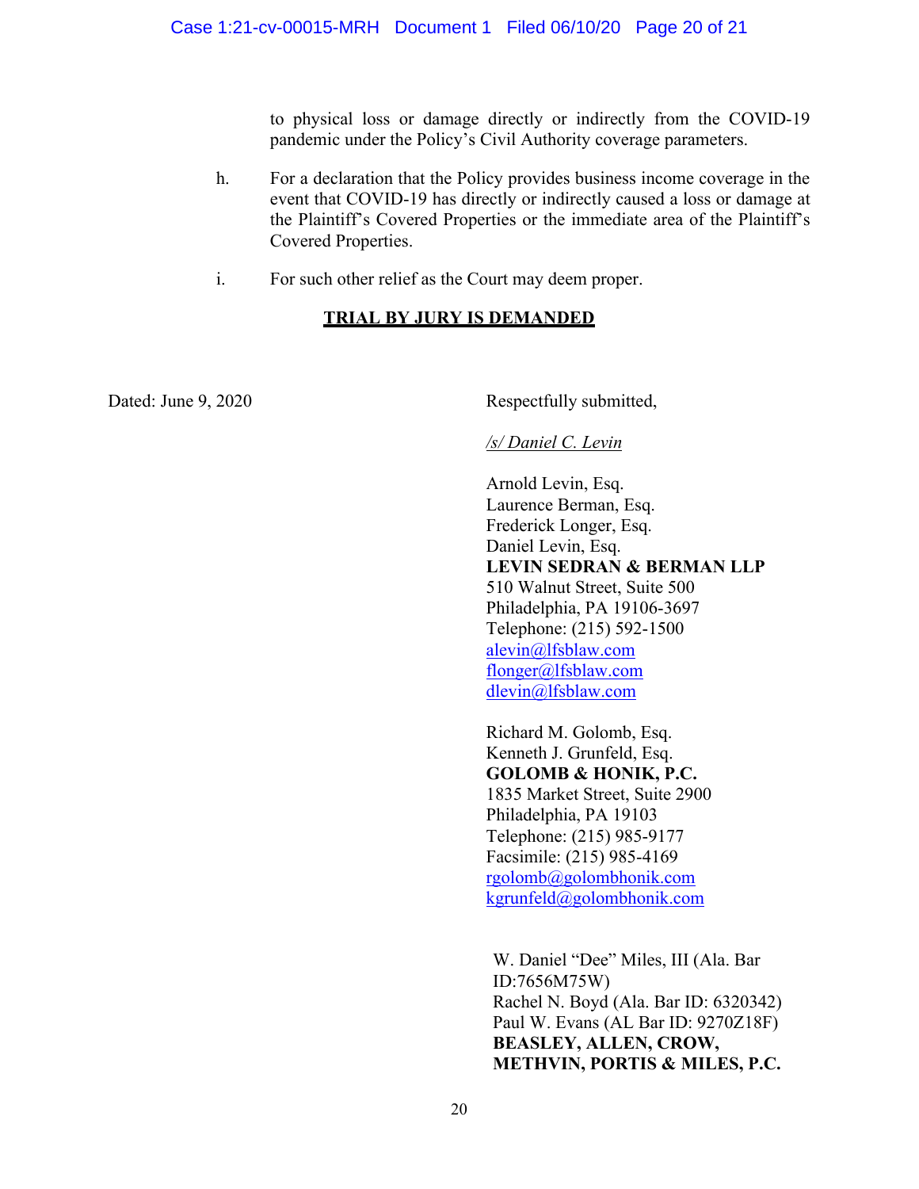to physical loss or damage directly or indirectly from the COVID-19 pandemic under the Policy's Civil Authority coverage parameters.

h. For a declaration that the Policy provides business income coverage in the event that COVID-19 has directly or indirectly caused a loss or damage at the Plaintiff's Covered Properties or the immediate area of the Plaintiff's Covered Properties.

i. For such other relief as the Court may deem proper.

**TRIAL BY JURY IS DEMANDED**

Dated: June 9, 2020

Respectfully submitted,

*/s/ Daniel C. Levin*

Arnold Levin, Esq.
Laurence Berman, Esq.
Frederick Longer, Esq.
Daniel Levin, Esq.
**LEVIN SEDRAN & BERMAN LLP**
510 Walnut Street, Suite 500
Philadelphia, PA 19106-3697
Telephone: (215) 592-1500
alevin@lfsblaw.com
flonger@lfsblaw.com
dlevin@lfsblaw.com

Richard M. Golomb, Esq.
Kenneth J. Grunfeld, Esq.
**GOLOMB & HONIK, P.C.**
1835 Market Street, Suite 2900
Philadelphia, PA 19103
Telephone: (215) 985-9177
Facsimile: (215) 985-4169
rgolomb@golombhonik.com
kgrunfeld@golombhonik.com

W. Daniel "Dee" Miles, III (Ala. Bar ID:7656M75W)
Rachel N. Boyd (Ala. Bar ID: 6320342)
Paul W. Evans (AL Bar ID: 9270Z18F)
**BEASLEY, ALLEN, CROW, METHVIN, PORTIS & MILES, P.C.**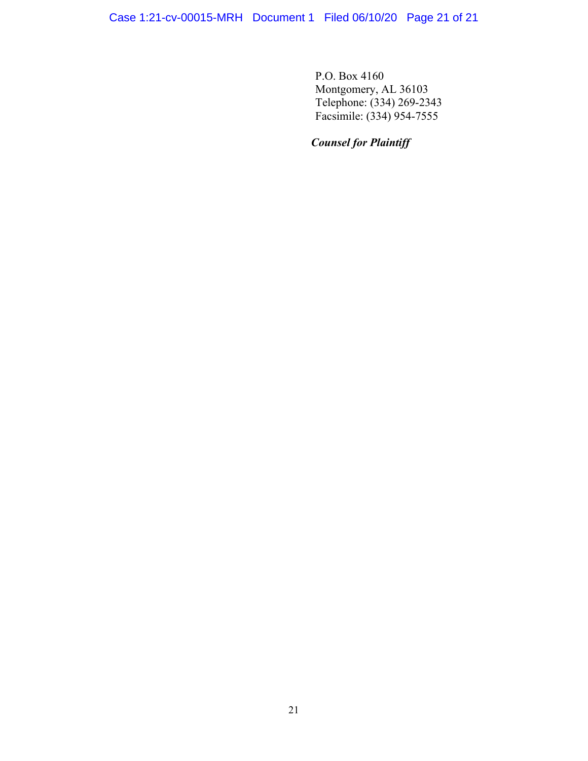P.O. Box 4160
Montgomery, AL 36103
Telephone: (334) 269-2343
Facsimile: (334) 954-7555

***Counsel for Plaintiff***